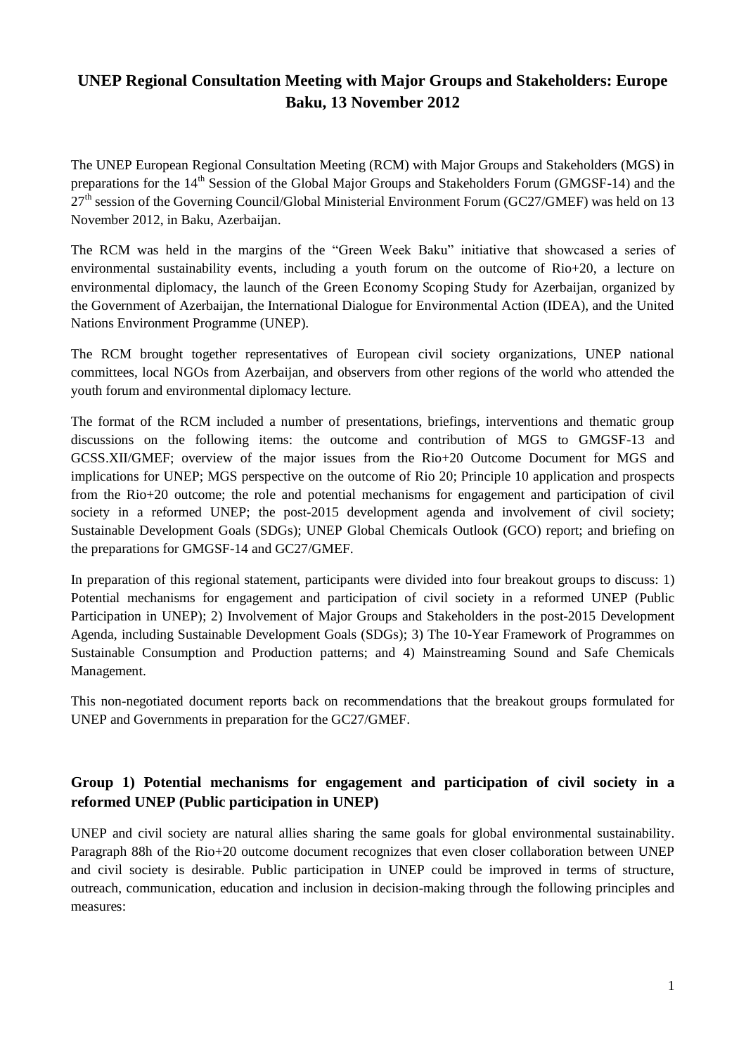# UNEP Regional Consultation Meeting with Major Groups and Stakeholders: Europe Baku, 13 November 2012

The UNEP European Regional Consultation Meeting (RCM) with Major Groups and Stakeholders (MGS) in preparations for the 14th Session of the Global Major Groups and Stakeholders Forum (GMGSF-14) and the 27th session of the Governing Council/Global Ministerial Environment Forum (GC27/GMEF) was held on 13 November 2012, in Baku, Azerbaijan.

The RCM was held in the margins of the "Green Week Baku" initiative that showcased a series of environmental sustainability events, including a youth forum on the outcome of Rio+20, a lecture on environmental diplomacy, the launch of the Green Economy Scoping Study for Azerbaijan, organized by the Government of Azerbaijan, the International Dialogue for Environmental Action (IDEA), and the United Nations Environment Programme (UNEP).

The RCM brought together representatives of European civil society organizations, UNEP national committees, local NGOs from Azerbaijan, and observers from other regions of the world who attended the youth forum and environmental diplomacy lecture.

The format of the RCM included a number of presentations, briefings, interventions and thematic group discussions on the following items: the outcome and contribution of MGS to GMGSF-13 and GCSS.XII/GMEF; overview of the major issues from the Rio+20 Outcome Document for MGS and implications for UNEP; MGS perspective on the outcome of Rio 20; Principle 10 application and prospects from the Rio+20 outcome; the role and potential mechanisms for engagement and participation of civil society in a reformed UNEP; the post-2015 development agenda and involvement of civil society; Sustainable Development Goals (SDGs); UNEP Global Chemicals Outlook (GCO) report; and briefing on the preparations for GMGSF-14 and GC27/GMEF.

In preparation of this regional statement, participants were divided into four breakout groups to discuss: 1) Potential mechanisms for engagement and participation of civil society in a reformed UNEP (Public Participation in UNEP); 2) Involvement of Major Groups and Stakeholders in the post-2015 Development Agenda, including Sustainable Development Goals (SDGs); 3) The 10-Year Framework of Programmes on Sustainable Consumption and Production patterns; and 4) Mainstreaming Sound and Safe Chemicals Management.

This non-negotiated document reports back on recommendations that the breakout groups formulated for UNEP and Governments in preparation for the GC27/GMEF.

## Group 1) Potential mechanisms for engagement and participation of civil society in a reformed UNEP (Public participation in UNEP)

UNEP and civil society are natural allies sharing the same goals for global environmental sustainability. Paragraph 88h of the Rio+20 outcome document recognizes that even closer collaboration between UNEP and civil society is desirable. Public participation in UNEP could be improved in terms of structure, outreach, communication, education and inclusion in decision-making through the following principles and measures: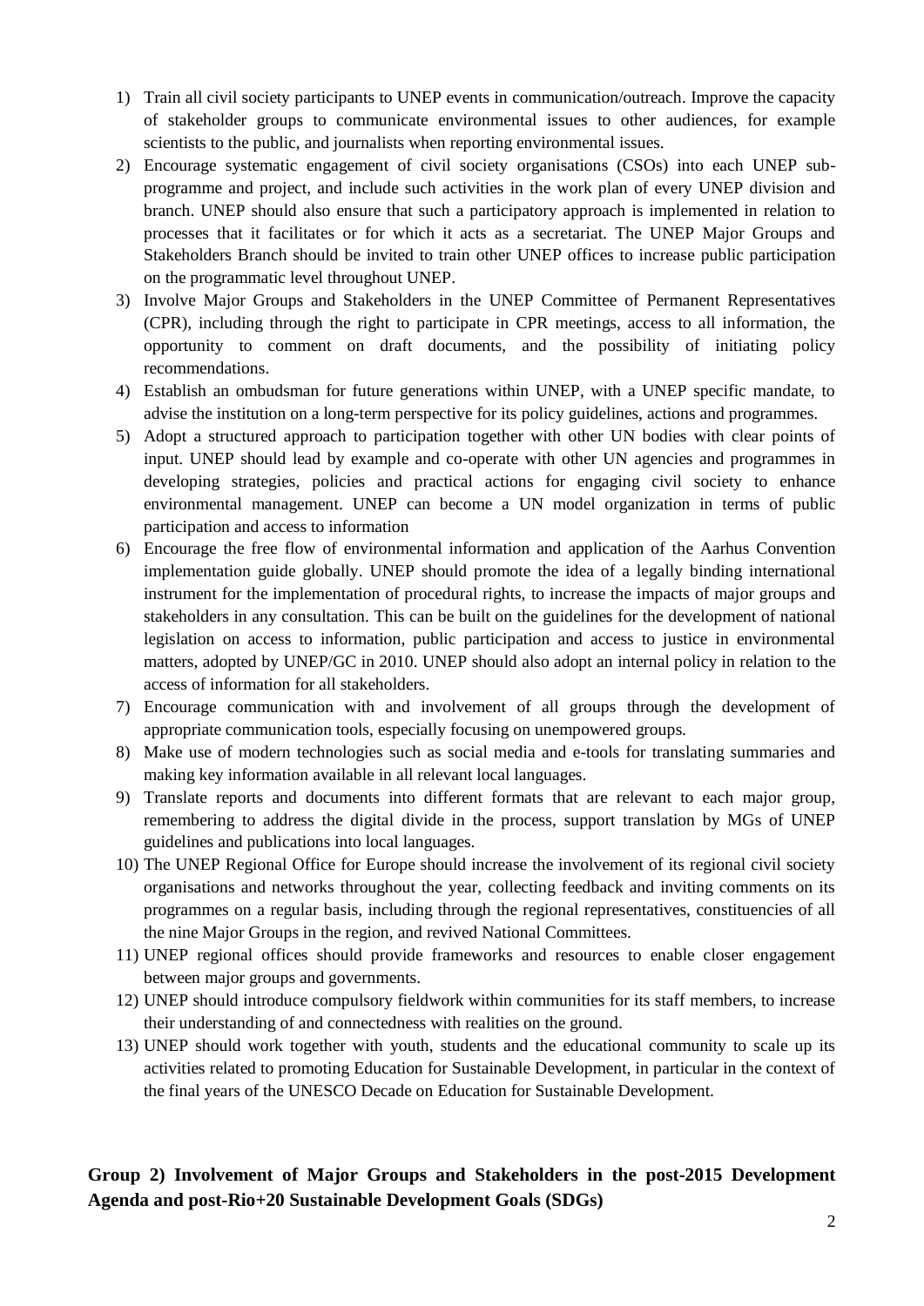1) Train all civil society participants to UNEP events in communication/outreach. Improve the capacity of stakeholder groups to communicate environmental issues to other audiences, for example scientists to the public, and journalists when reporting environmental issues.
2) Encourage systematic engagement of civil society organisations (CSOs) into each UNEP sub-programme and project, and include such activities in the work plan of every UNEP division and branch. UNEP should also ensure that such a participatory approach is implemented in relation to processes that it facilitates or for which it acts as a secretariat. The UNEP Major Groups and Stakeholders Branch should be invited to train other UNEP offices to increase public participation on the programmatic level throughout UNEP.
3) Involve Major Groups and Stakeholders in the UNEP Committee of Permanent Representatives (CPR), including through the right to participate in CPR meetings, access to all information, the opportunity to comment on draft documents, and the possibility of initiating policy recommendations.
4) Establish an ombudsman for future generations within UNEP, with a UNEP specific mandate, to advise the institution on a long-term perspective for its policy guidelines, actions and programmes.
5) Adopt a structured approach to participation together with other UN bodies with clear points of input. UNEP should lead by example and co-operate with other UN agencies and programmes in developing strategies, policies and practical actions for engaging civil society to enhance environmental management. UNEP can become a UN model organization in terms of public participation and access to information
6) Encourage the free flow of environmental information and application of the Aarhus Convention implementation guide globally. UNEP should promote the idea of a legally binding international instrument for the implementation of procedural rights, to increase the impacts of major groups and stakeholders in any consultation. This can be built on the guidelines for the development of national legislation on access to information, public participation and access to justice in environmental matters, adopted by UNEP/GC in 2010. UNEP should also adopt an internal policy in relation to the access of information for all stakeholders.
7) Encourage communication with and involvement of all groups through the development of appropriate communication tools, especially focusing on unempowered groups.
8) Make use of modern technologies such as social media and e-tools for translating summaries and making key information available in all relevant local languages.
9) Translate reports and documents into different formats that are relevant to each major group, remembering to address the digital divide in the process, support translation by MGs of UNEP guidelines and publications into local languages.
10) The UNEP Regional Office for Europe should increase the involvement of its regional civil society organisations and networks throughout the year, collecting feedback and inviting comments on its programmes on a regular basis, including through the regional representatives, constituencies of all the nine Major Groups in the region, and revived National Committees.
11) UNEP regional offices should provide frameworks and resources to enable closer engagement between major groups and governments.
12) UNEP should introduce compulsory fieldwork within communities for its staff members, to increase their understanding of and connectedness with realities on the ground.
13) UNEP should work together with youth, students and the educational community to scale up its activities related to promoting Education for Sustainable Development, in particular in the context of the final years of the UNESCO Decade on Education for Sustainable Development.

**Group 2) Involvement of Major Groups and Stakeholders in the post-2015 Development Agenda and post-Rio+20 Sustainable Development Goals (SDGs)**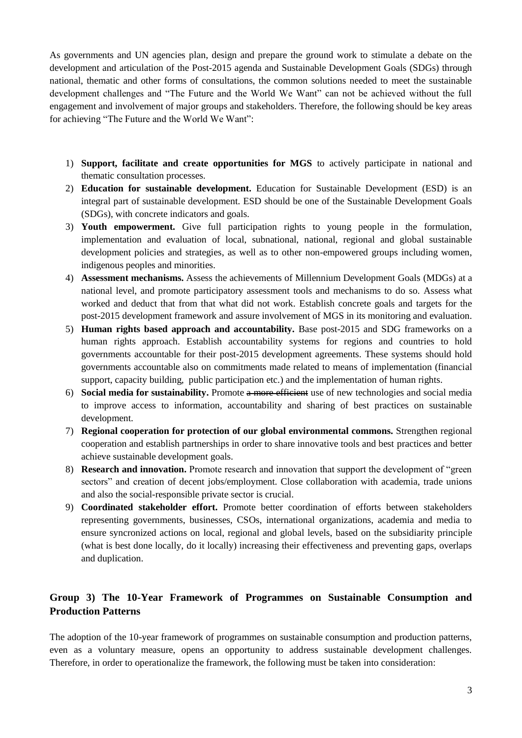As governments and UN agencies plan, design and prepare the ground work to stimulate a debate on the development and articulation of the Post-2015 agenda and Sustainable Development Goals (SDGs) through national, thematic and other forms of consultations, the common solutions needed to meet the sustainable development challenges and "The Future and the World We Want" can not be achieved without the full engagement and involvement of major groups and stakeholders. Therefore, the following should be key areas for achieving "The Future and the World We Want":

1) **Support, facilitate and create opportunities for MGS** to actively participate in national and thematic consultation processes.
2) **Education for sustainable development.** Education for Sustainable Development (ESD) is an integral part of sustainable development. ESD should be one of the Sustainable Development Goals (SDGs), with concrete indicators and goals.
3) **Youth empowerment.** Give full participation rights to young people in the formulation, implementation and evaluation of local, subnational, national, regional and global sustainable development policies and strategies, as well as to other non-empowered groups including women, indigenous peoples and minorities.
4) **Assessment mechanisms.** Assess the achievements of Millennium Development Goals (MDGs) at a national level, and promote participatory assessment tools and mechanisms to do so. Assess what worked and deduct that from that what did not work. Establish concrete goals and targets for the post-2015 development framework and assure involvement of MGS in its monitoring and evaluation.
5) **Human rights based approach and accountability.** Base post-2015 and SDG frameworks on a human rights approach. Establish accountability systems for regions and countries to hold governments accountable for their post-2015 development agreements. These systems should hold governments accountable also on commitments made related to means of implementation (financial support, capacity building, public participation etc.) and the implementation of human rights.
6) **Social media for sustainability.** Promote ~~a more efficient~~ use of new technologies and social media to improve access to information, accountability and sharing of best practices on sustainable development.
7) **Regional cooperation for protection of our global environmental commons.** Strengthen regional cooperation and establish partnerships in order to share innovative tools and best practices and better achieve sustainable development goals.
8) **Research and innovation.** Promote research and innovation that support the development of "green sectors" and creation of decent jobs/employment. Close collaboration with academia, trade unions and also the social-responsible private sector is crucial.
9) **Coordinated stakeholder effort.** Promote better coordination of efforts between stakeholders representing governments, businesses, CSOs, international organizations, academia and media to ensure syncronized actions on local, regional and global levels, based on the subsidiarity principle (what is best done locally, do it locally) increasing their effectiveness and preventing gaps, overlaps and duplication.

## Group 3) The 10-Year Framework of Programmes on Sustainable Consumption and Production Patterns

The adoption of the 10-year framework of programmes on sustainable consumption and production patterns, even as a voluntary measure, opens an opportunity to address sustainable development challenges. Therefore, in order to operationalize the framework, the following must be taken into consideration: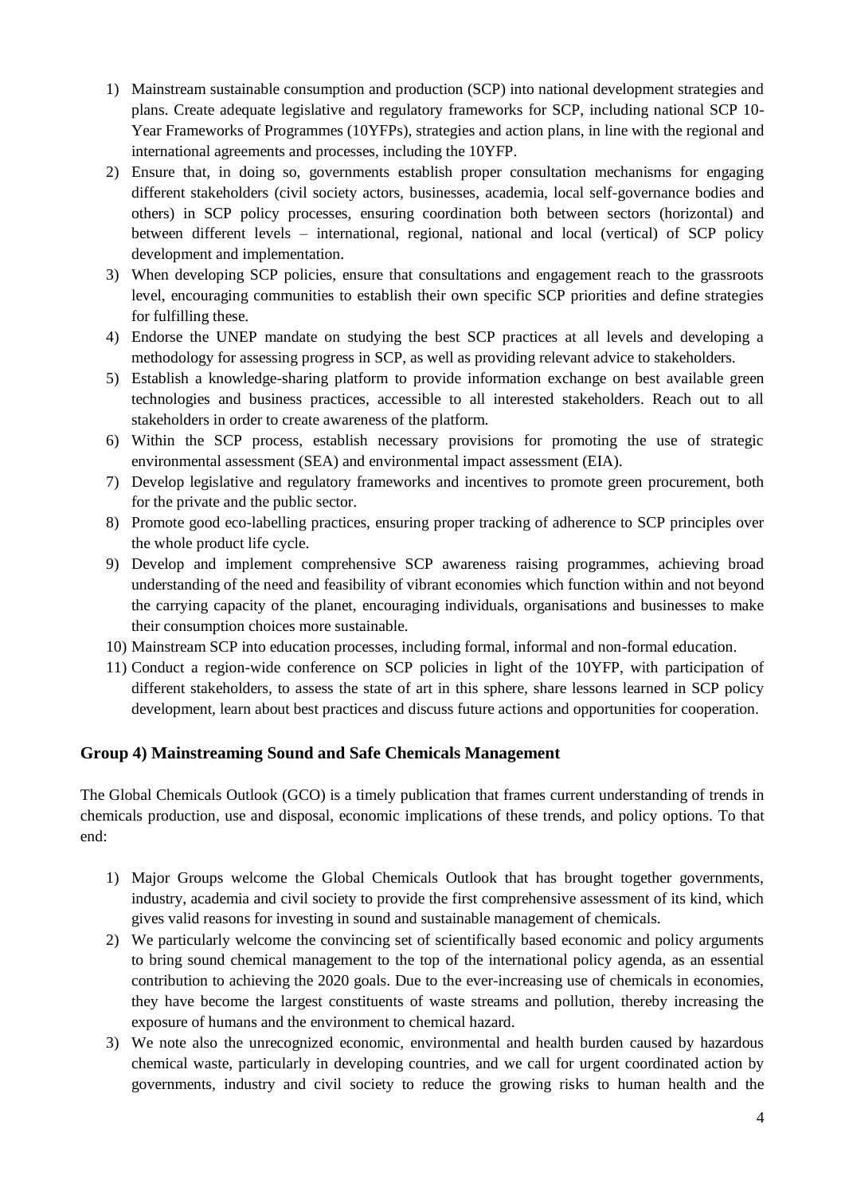1) Mainstream sustainable consumption and production (SCP) into national development strategies and plans. Create adequate legislative and regulatory frameworks for SCP, including national SCP 10-Year Frameworks of Programmes (10YFPs), strategies and action plans, in line with the regional and international agreements and processes, including the 10YFP.
2) Ensure that, in doing so, governments establish proper consultation mechanisms for engaging different stakeholders (civil society actors, businesses, academia, local self-governance bodies and others) in SCP policy processes, ensuring coordination both between sectors (horizontal) and between different levels – international, regional, national and local (vertical) of SCP policy development and implementation.
3) When developing SCP policies, ensure that consultations and engagement reach to the grassroots level, encouraging communities to establish their own specific SCP priorities and define strategies for fulfilling these.
4) Endorse the UNEP mandate on studying the best SCP practices at all levels and developing a methodology for assessing progress in SCP, as well as providing relevant advice to stakeholders.
5) Establish a knowledge-sharing platform to provide information exchange on best available green technologies and business practices, accessible to all interested stakeholders. Reach out to all stakeholders in order to create awareness of the platform.
6) Within the SCP process, establish necessary provisions for promoting the use of strategic environmental assessment (SEA) and environmental impact assessment (EIA).
7) Develop legislative and regulatory frameworks and incentives to promote green procurement, both for the private and the public sector.
8) Promote good eco-labelling practices, ensuring proper tracking of adherence to SCP principles over the whole product life cycle.
9) Develop and implement comprehensive SCP awareness raising programmes, achieving broad understanding of the need and feasibility of vibrant economies which function within and not beyond the carrying capacity of the planet, encouraging individuals, organisations and businesses to make their consumption choices more sustainable.
10) Mainstream SCP into education processes, including formal, informal and non-formal education.
11) Conduct a region-wide conference on SCP policies in light of the 10YFP, with participation of different stakeholders, to assess the state of art in this sphere, share lessons learned in SCP policy development, learn about best practices and discuss future actions and opportunities for cooperation.

### Group 4) Mainstreaming Sound and Safe Chemicals Management

The Global Chemicals Outlook (GCO) is a timely publication that frames current understanding of trends in chemicals production, use and disposal, economic implications of these trends, and policy options. To that end:

1) Major Groups welcome the Global Chemicals Outlook that has brought together governments, industry, academia and civil society to provide the first comprehensive assessment of its kind, which gives valid reasons for investing in sound and sustainable management of chemicals.
2) We particularly welcome the convincing set of scientifically based economic and policy arguments to bring sound chemical management to the top of the international policy agenda, as an essential contribution to achieving the 2020 goals. Due to the ever-increasing use of chemicals in economies, they have become the largest constituents of waste streams and pollution, thereby increasing the exposure of humans and the environment to chemical hazard.
3) We note also the unrecognized economic, environmental and health burden caused by hazardous chemical waste, particularly in developing countries, and we call for urgent coordinated action by governments, industry and civil society to reduce the growing risks to human health and the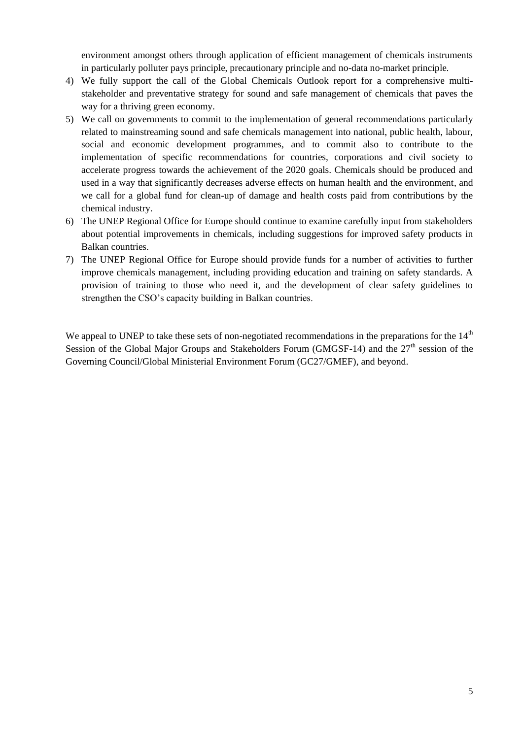environment amongst others through application of efficient management of chemicals instruments in particularly polluter pays principle, precautionary principle and no-data no-market principle.

4) We fully support the call of the Global Chemicals Outlook report for a comprehensive multi-stakeholder and preventative strategy for sound and safe management of chemicals that paves the way for a thriving green economy.
5) We call on governments to commit to the implementation of general recommendations particularly related to mainstreaming sound and safe chemicals management into national, public health, labour, social and economic development programmes, and to commit also to contribute to the implementation of specific recommendations for countries, corporations and civil society to accelerate progress towards the achievement of the 2020 goals. Chemicals should be produced and used in a way that significantly decreases adverse effects on human health and the environment, and we call for a global fund for clean-up of damage and health costs paid from contributions by the chemical industry.
6) The UNEP Regional Office for Europe should continue to examine carefully input from stakeholders about potential improvements in chemicals, including suggestions for improved safety products in Balkan countries.
7) The UNEP Regional Office for Europe should provide funds for a number of activities to further improve chemicals management, including providing education and training on safety standards. A provision of training to those who need it, and the development of clear safety guidelines to strengthen the CSO's capacity building in Balkan countries.

We appeal to UNEP to take these sets of non-negotiated recommendations in the preparations for the 14th Session of the Global Major Groups and Stakeholders Forum (GMGSF-14) and the 27th session of the Governing Council/Global Ministerial Environment Forum (GC27/GMEF), and beyond.